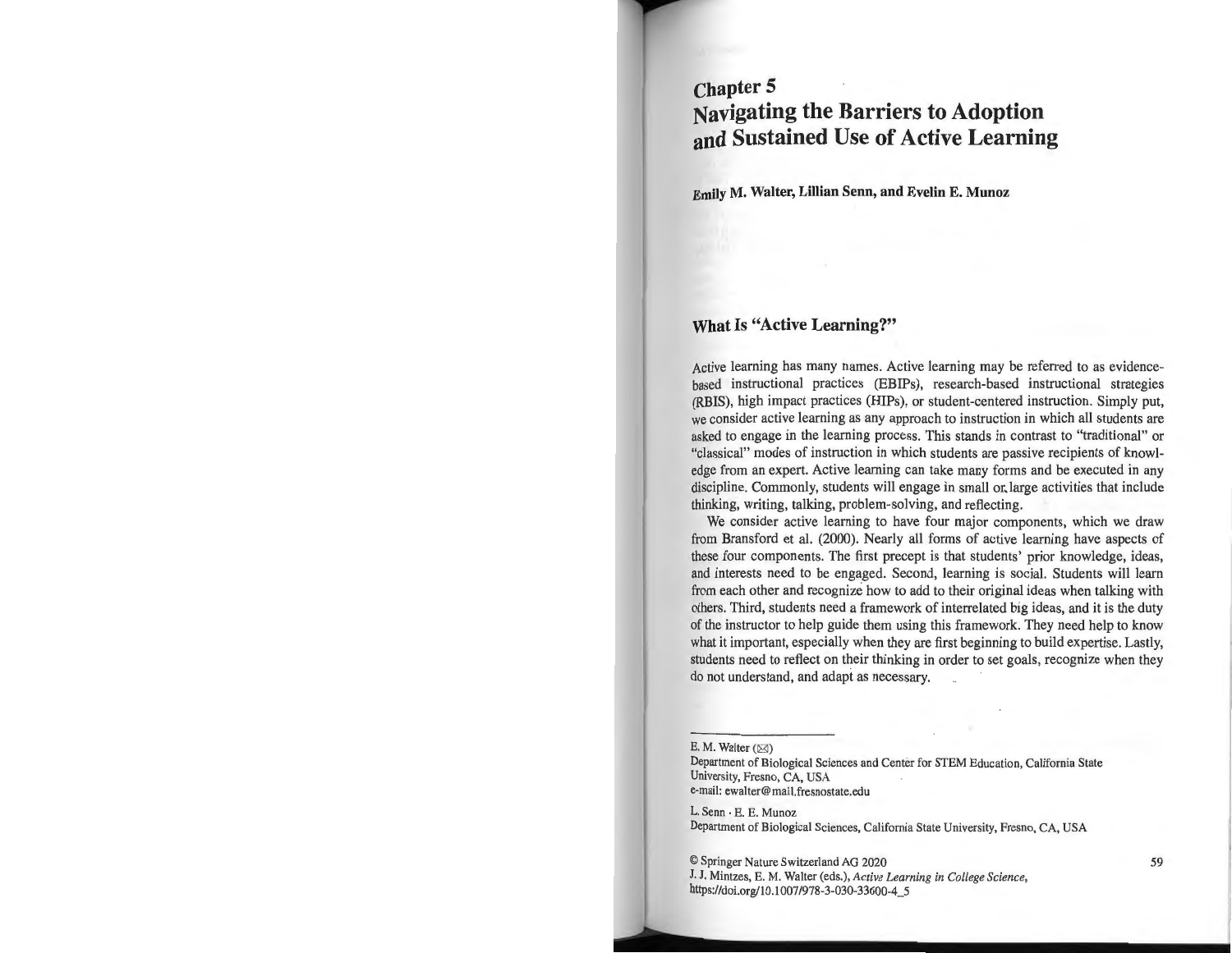# Chapter 5
# Navigating the Barriers to Adoption and Sustained Use of Active Learning

**Emily M. Walter, Lillian Senn, and Evelin E. Munoz**

## What Is "Active Learning?"

Active learning has many names. Active learning may be referred to as evidence-based instructional practices (EBIPs), research-based instructional strategies (RBIS), high impact practices (HIPs), or student-centered instruction. Simply put, we consider active learning as any approach to instruction in which all students are asked to engage in the learning process. This stands in contrast to "traditional" or "classical" modes of instruction in which students are passive recipients of knowledge from an expert. Active learning can take many forms and be executed in any discipline. Commonly, students will engage in small or large activities that include thinking, writing, talking, problem-solving, and reflecting.

We consider active learning to have four major components, which we draw from Bransford et al. (2000). Nearly all forms of active learning have aspects of these four components. The first precept is that students' prior knowledge, ideas, and interests need to be engaged. Second, learning is social. Students will learn from each other and recognize how to add to their original ideas when talking with others. Third, students need a framework of interrelated big ideas, and it is the duty of the instructor to help guide them using this framework. They need help to know what it important, especially when they are first beginning to build expertise. Lastly, students need to reflect on their thinking in order to set goals, recognize when they do not understand, and adapt as necessary.

---

E. M. Walter (✉)
Department of Biological Sciences and Center for STEM Education, California State University, Fresno, CA, USA
e-mail: ewalter@mail.fresnostate.edu

L. Senn · E. E. Munoz
Department of Biological Sciences, California State University, Fresno, CA, USA

© Springer Nature Switzerland AG 2020
J. J. Mintzes, E. M. Walter (eds.), *Active Learning in College Science*, https://doi.org/10.1007/978-3-030-33600-4_5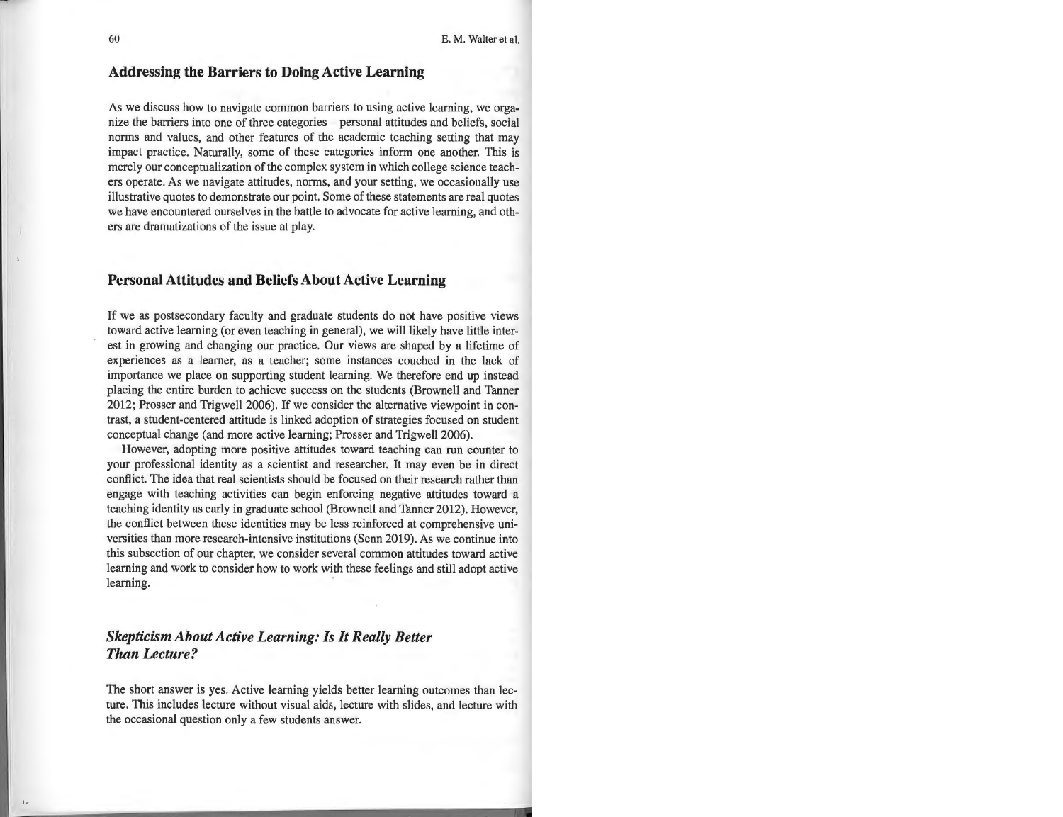## Addressing the Barriers to Doing Active Learning

As we discuss how to navigate common barriers to using active learning, we organize the barriers into one of three categories – personal attitudes and beliefs, social norms and values, and other features of the academic teaching setting that may impact practice. Naturally, some of these categories inform one another. This is merely our conceptualization of the complex system in which college science teachers operate. As we navigate attitudes, norms, and your setting, we occasionally use illustrative quotes to demonstrate our point. Some of these statements are real quotes we have encountered ourselves in the battle to advocate for active learning, and others are dramatizations of the issue at play.

## Personal Attitudes and Beliefs About Active Learning

If we as postsecondary faculty and graduate students do not have positive views toward active learning (or even teaching in general), we will likely have little interest in growing and changing our practice. Our views are shaped by a lifetime of experiences as a learner, as a teacher; some instances couched in the lack of importance we place on supporting student learning. We therefore end up instead placing the entire burden to achieve success on the students (Brownell and Tanner 2012; Prosser and Trigwell 2006). If we consider the alternative viewpoint in contrast, a student-centered attitude is linked adoption of strategies focused on student conceptual change (and more active learning; Prosser and Trigwell 2006).

However, adopting more positive attitudes toward teaching can run counter to your professional identity as a scientist and researcher. It may even be in direct conflict. The idea that real scientists should be focused on their research rather than engage with teaching activities can begin enforcing negative attitudes toward a teaching identity as early in graduate school (Brownell and Tanner 2012). However, the conflict between these identities may be less reinforced at comprehensive universities than more research-intensive institutions (Senn 2019). As we continue into this subsection of our chapter, we consider several common attitudes toward active learning and work to consider how to work with these feelings and still adopt active learning.

### *Skepticism About Active Learning: Is It Really Better Than Lecture?*

The short answer is yes. Active learning yields better learning outcomes than lecture. This includes lecture without visual aids, lecture with slides, and lecture with the occasional question only a few students answer.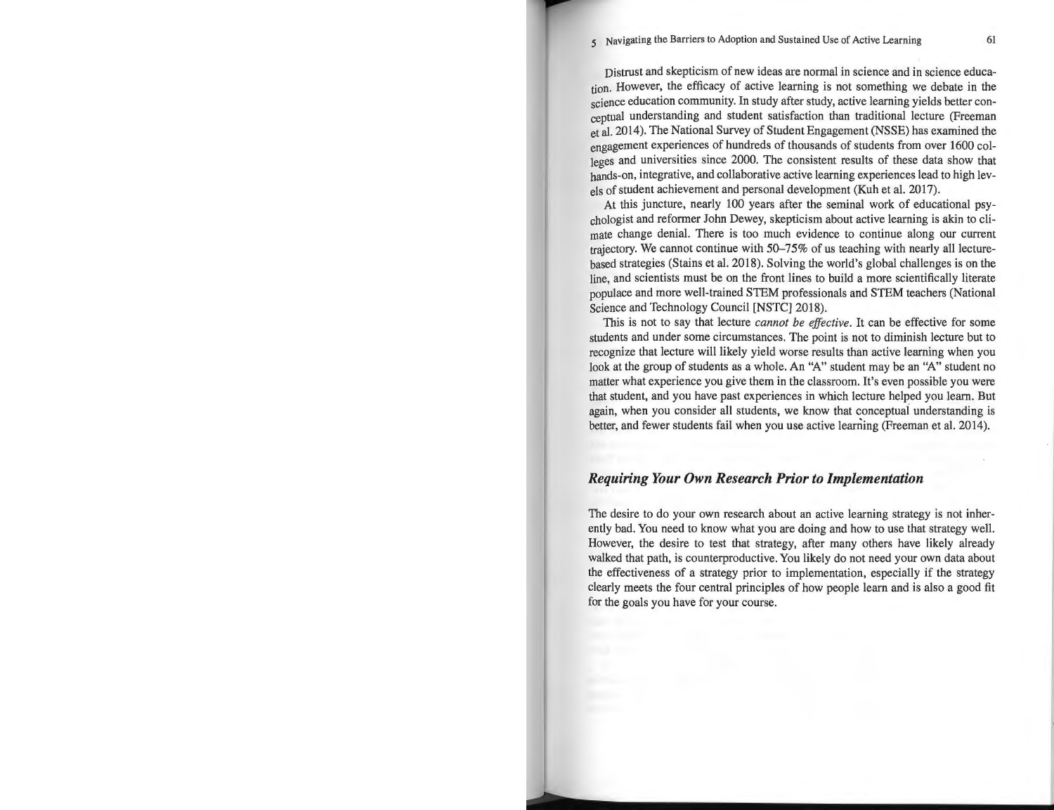Distrust and skepticism of new ideas are normal in science and in science education. However, the efficacy of active learning is not something we debate in the science education community. In study after study, active learning yields better conceptual understanding and student satisfaction than traditional lecture (Freeman et al. 2014). The National Survey of Student Engagement (NSSE) has examined the engagement experiences of hundreds of thousands of students from over 1600 colleges and universities since 2000. The consistent results of these data show that hands-on, integrative, and collaborative active learning experiences lead to high levels of student achievement and personal development (Kuh et al. 2017).

At this juncture, nearly 100 years after the seminal work of educational psychologist and reformer John Dewey, skepticism about active learning is akin to climate change denial. There is too much evidence to continue along our current trajectory. We cannot continue with 50–75% of us teaching with nearly all lecture-based strategies (Stains et al. 2018). Solving the world's global challenges is on the line, and scientists must be on the front lines to build a more scientifically literate populace and more well-trained STEM professionals and STEM teachers (National Science and Technology Council [NSTC] 2018).

This is not to say that lecture *cannot be effective*. It can be effective for some students and under some circumstances. The point is not to diminish lecture but to recognize that lecture will likely yield worse results than active learning when you look at the group of students as a whole. An "A" student may be an "A" student no matter what experience you give them in the classroom. It's even possible you were that student, and you have past experiences in which lecture helped you learn. But again, when you consider all students, we know that conceptual understanding is better, and fewer students fail when you use active learning (Freeman et al. 2014).

## *Requiring Your Own Research Prior to Implementation*

The desire to do your own research about an active learning strategy is not inherently bad. You need to know what you are doing and how to use that strategy well. However, the desire to test that strategy, after many others have likely already walked that path, is counterproductive. You likely do not need your own data about the effectiveness of a strategy prior to implementation, especially if the strategy clearly meets the four central principles of how people learn and is also a good fit for the goals you have for your course.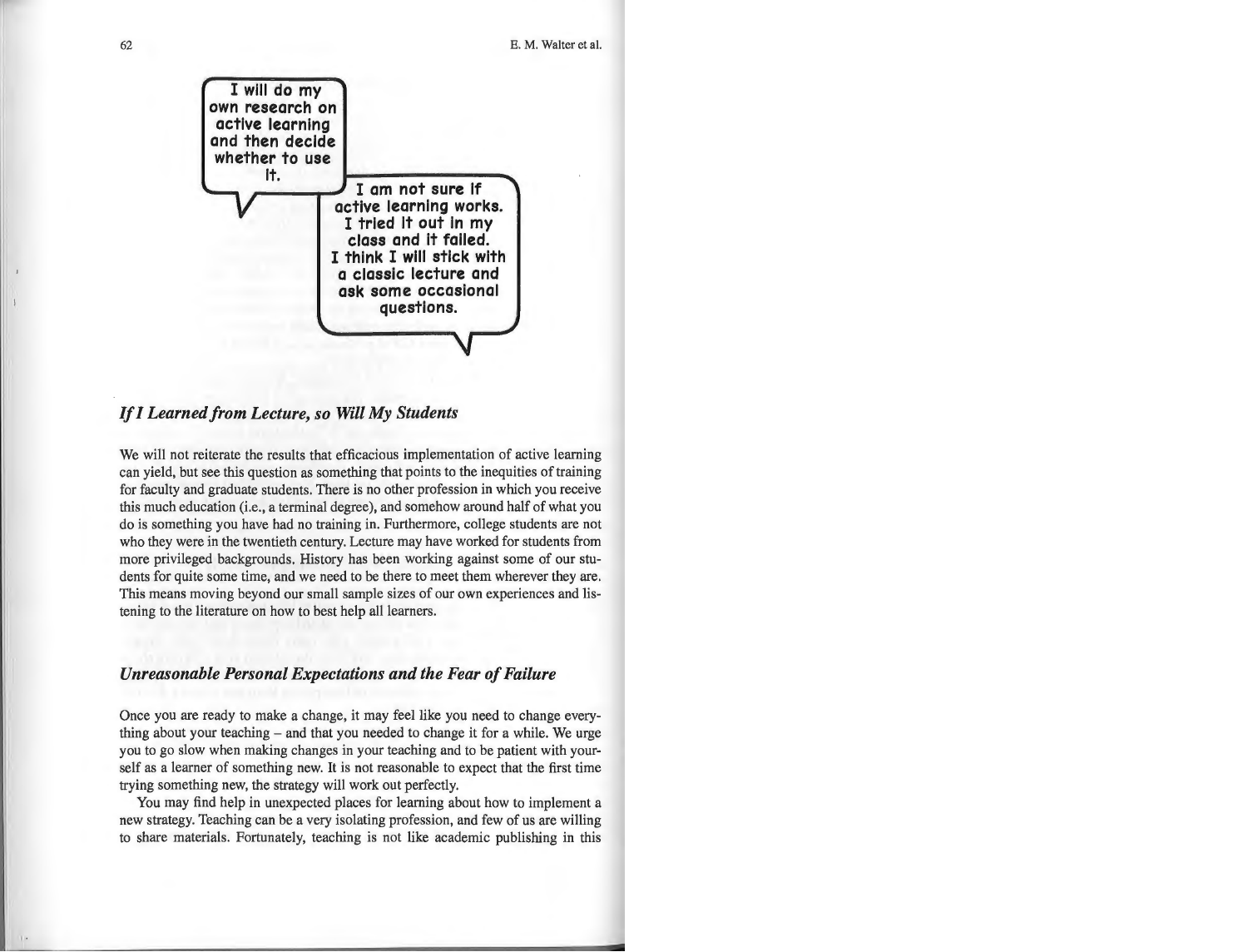I will do my own research on active learning and then decide whether to use it.

I am not sure if active learning works. I tried it out in my class and it failed. I think I will stick with a classic lecture and ask some occasional questions.

### *If I Learned from Lecture, so Will My Students*

We will not reiterate the results that efficacious implementation of active learning can yield, but see this question as something that points to the inequities of training for faculty and graduate students. There is no other profession in which you receive this much education (i.e., a terminal degree), and somehow around half of what you do is something you have had no training in. Furthermore, college students are not who they were in the twentieth century. Lecture may have worked for students from more privileged backgrounds. History has been working against some of our students for quite some time, and we need to be there to meet them wherever they are. This means moving beyond our small sample sizes of our own experiences and listening to the literature on how to best help all learners.

### *Unreasonable Personal Expectations and the Fear of Failure*

Once you are ready to make a change, it may feel like you need to change everything about your teaching – and that you needed to change it for a while. We urge you to go slow when making changes in your teaching and to be patient with yourself as a learner of something new. It is not reasonable to expect that the first time trying something new, the strategy will work out perfectly.

You may find help in unexpected places for learning about how to implement a new strategy. Teaching can be a very isolating profession, and few of us are willing to share materials. Fortunately, teaching is not like academic publishing in this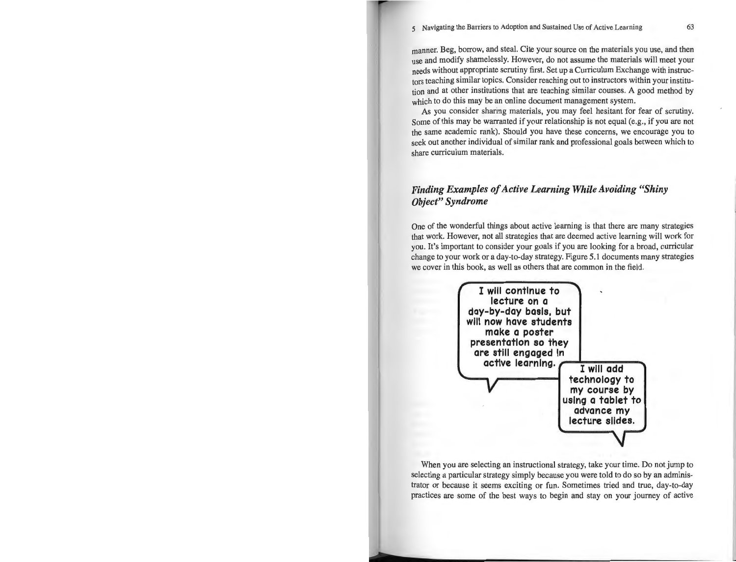manner. Beg, borrow, and steal. Cite your source on the materials you use, and then use and modify shamelessly. However, do not assume the materials will meet your needs without appropriate scrutiny first. Set up a Curriculum Exchange with instructors teaching similar topics. Consider reaching out to instructors within your institution and at other institutions that are teaching similar courses. A good method by which to do this may be an online document management system.

As you consider sharing materials, you may feel hesitant for fear of scrutiny. Some of this may be warranted if your relationship is not equal (e.g., if you are not the same academic rank). Should you have these concerns, we encourage you to seek out another individual of similar rank and professional goals between which to share curriculum materials.

## *Finding Examples of Active Learning While Avoiding "Shiny Object" Syndrome*

One of the wonderful things about active learning is that there are many strategies that work. However, not all strategies that are deemed active learning will work for you. It's important to consider your goals if you are looking for a broad, curricular change to your work or a day-to-day strategy. Figure 5.1 documents many strategies we cover in this book, as well as others that are common in the field.

> I will continue to lecture on a day-by-day basis, but will now have students make a poster presentation so they are still engaged in active learning.

> I will add technology to my course by using a tablet to advance my lecture slides.

When you are selecting an instructional strategy, take your time. Do not jump to selecting a particular strategy simply because you were told to do so by an administrator or because it seems exciting or fun. Sometimes tried and true, day-to-day practices are some of the best ways to begin and stay on your journey of active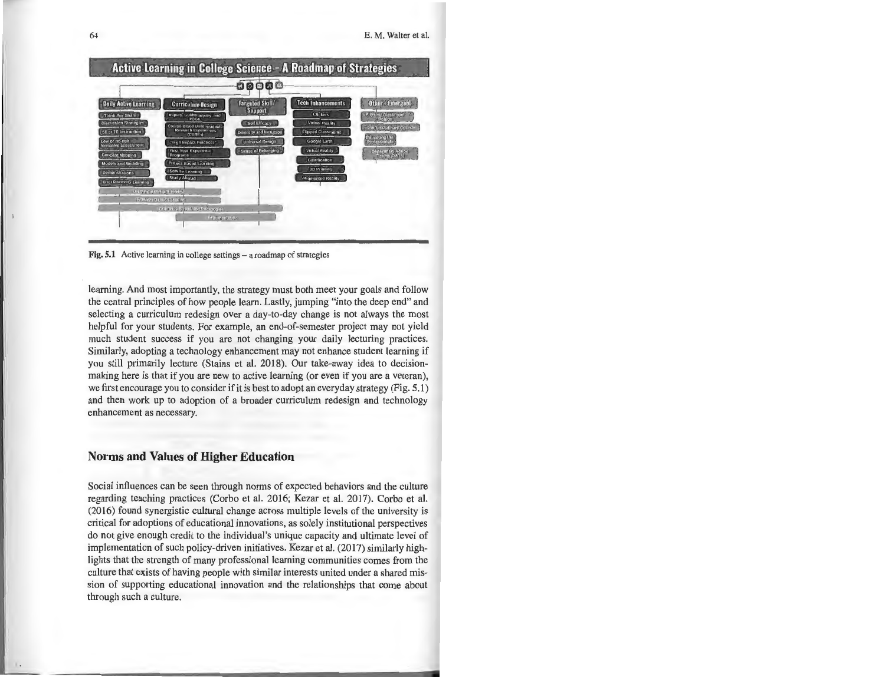Fig. 5.1 Active learning in college settings – a roadmap of strategies

learning. And most importantly, the strategy must both meet your goals and follow the central principles of how people learn. Lastly, jumping "into the deep end" and selecting a curriculum redesign over a day-to-day change is not always the most helpful for your students. For example, an end-of-semester project may not yield much student success if you are not changing your daily lecturing practices. Similarly, adopting a technology enhancement may not enhance student learning if you still primarily lecture (Stains et al. 2018). Our take-away idea to decision-making here is that if you are new to active learning (or even if you are a veteran), we first encourage you to consider if it is best to adopt an everyday strategy (Fig. 5.1) and then work up to adoption of a broader curriculum redesign and technology enhancement as necessary.

## Norms and Values of Higher Education

Social influences can be seen through norms of expected behaviors and the culture regarding teaching practices (Corbo et al. 2016; Kezar et al. 2017). Corbo et al. (2016) found synergistic cultural change across multiple levels of the university is critical for adoptions of educational innovations, as solely institutional perspectives do not give enough credit to the individual's unique capacity and ultimate level of implementation of such policy-driven initiatives. Kezar et al. (2017) similarly highlights that the strength of many professional learning communities comes from the culture that exists of having people with similar interests united under a shared mission of supporting educational innovation and the relationships that come about through such a culture.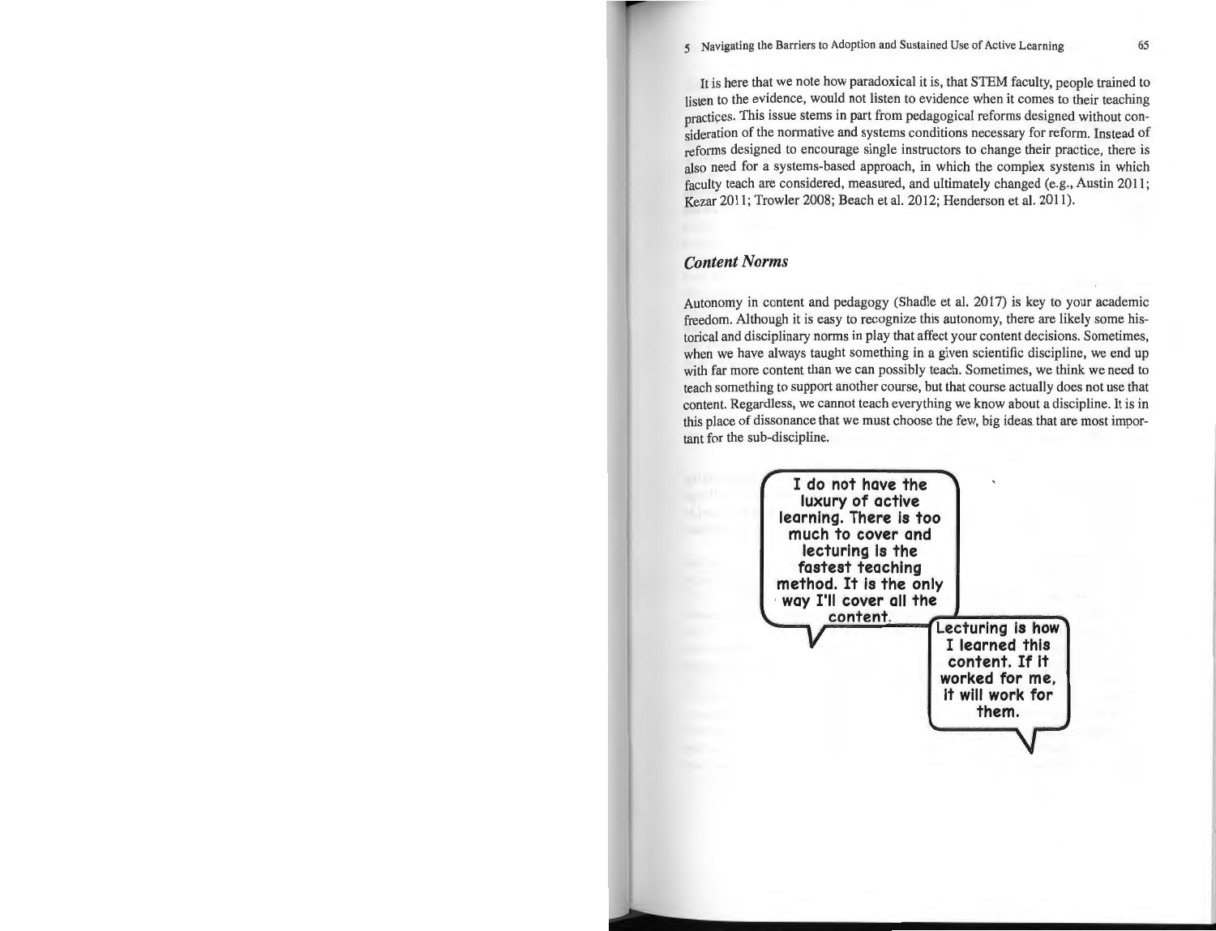It is here that we note how paradoxical it is, that STEM faculty, people trained to listen to the evidence, would not listen to evidence when it comes to their teaching practices. This issue stems in part from pedagogical reforms designed without consideration of the normative and systems conditions necessary for reform. Instead of reforms designed to encourage single instructors to change their practice, there is also need for a systems-based approach, in which the complex systems in which faculty teach are considered, measured, and ultimately changed (e.g., Austin 2011; Kezar 2011; Trowler 2008; Beach et al. 2012; Henderson et al. 2011).

### *Content Norms*

Autonomy in content and pedagogy (Shadle et al. 2017) is key to your academic freedom. Although it is easy to recognize this autonomy, there are likely some historical and disciplinary norms in play that affect your content decisions. Sometimes, when we have always taught something in a given scientific discipline, we end up with far more content than we can possibly teach. Sometimes, we think we need to teach something to support another course, but that course actually does not use that content. Regardless, we cannot teach everything we know about a discipline. It is in this place of dissonance that we must choose the few, big ideas that are most important for the sub-discipline.

**I do not have the luxury of active learning. There is too much to cover and lecturing is the fastest teaching method. It is the only way I'll cover all the content.**

**Lecturing is how I learned this content. If it worked for me, it will work for them.**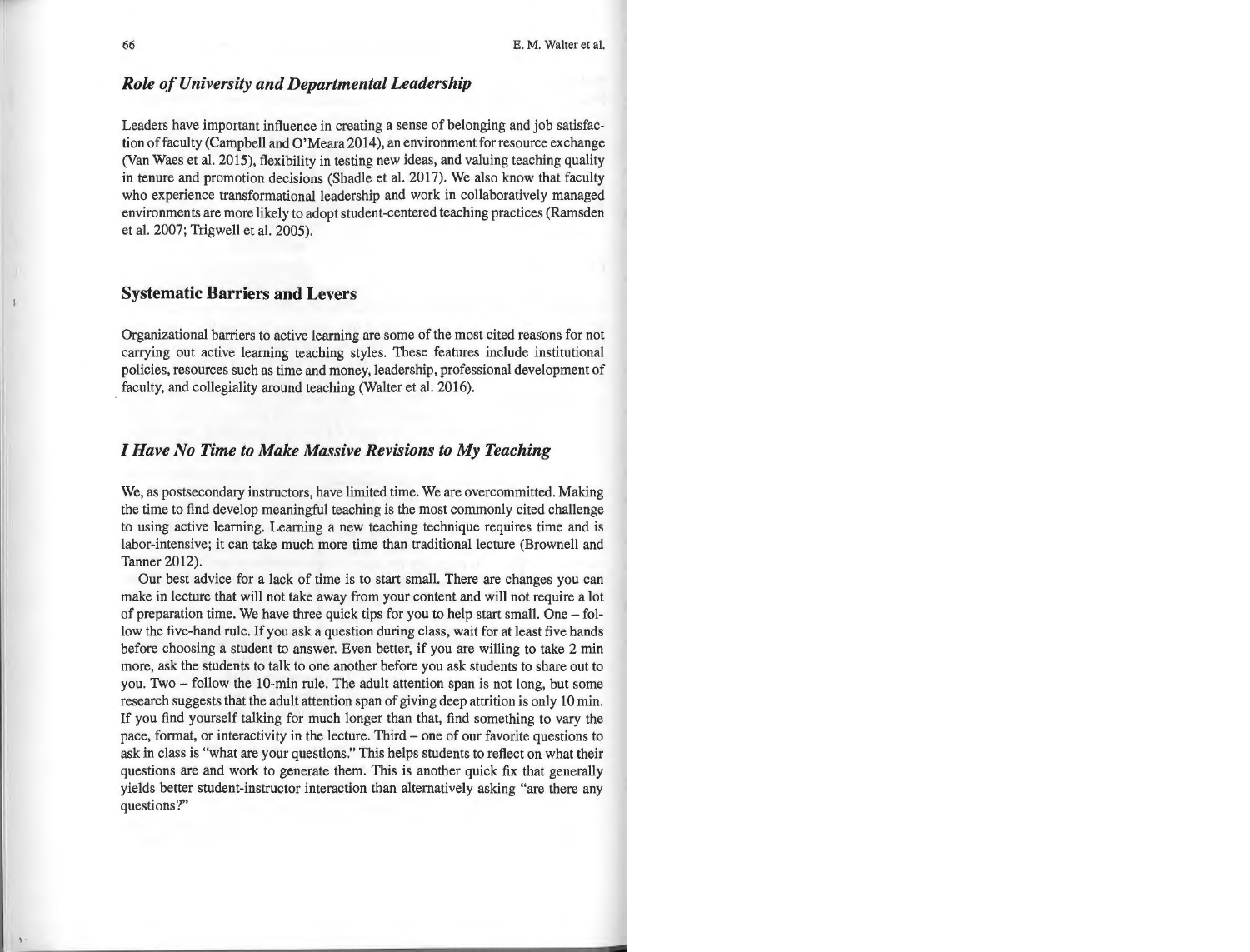### *Role of University and Departmental Leadership*

Leaders have important influence in creating a sense of belonging and job satisfaction of faculty (Campbell and O'Meara 2014), an environment for resource exchange (Van Waes et al. 2015), flexibility in testing new ideas, and valuing teaching quality in tenure and promotion decisions (Shadle et al. 2017). We also know that faculty who experience transformational leadership and work in collaboratively managed environments are more likely to adopt student-centered teaching practices (Ramsden et al. 2007; Trigwell et al. 2005).

## Systematic Barriers and Levers

Organizational barriers to active learning are some of the most cited reasons for not carrying out active learning teaching styles. These features include institutional policies, resources such as time and money, leadership, professional development of faculty, and collegiality around teaching (Walter et al. 2016).

### *I Have No Time to Make Massive Revisions to My Teaching*

We, as postsecondary instructors, have limited time. We are overcommitted. Making the time to find develop meaningful teaching is the most commonly cited challenge to using active learning. Learning a new teaching technique requires time and is labor-intensive; it can take much more time than traditional lecture (Brownell and Tanner 2012).

Our best advice for a lack of time is to start small. There are changes you can make in lecture that will not take away from your content and will not require a lot of preparation time. We have three quick tips for you to help start small. One – follow the five-hand rule. If you ask a question during class, wait for at least five hands before choosing a student to answer. Even better, if you are willing to take 2 min more, ask the students to talk to one another before you ask students to share out to you. Two – follow the 10-min rule. The adult attention span is not long, but some research suggests that the adult attention span of giving deep attrition is only 10 min. If you find yourself talking for much longer than that, find something to vary the pace, format, or interactivity in the lecture. Third – one of our favorite questions to ask in class is "what are your questions." This helps students to reflect on what their questions are and work to generate them. This is another quick fix that generally yields better student-instructor interaction than alternatively asking "are there any questions?"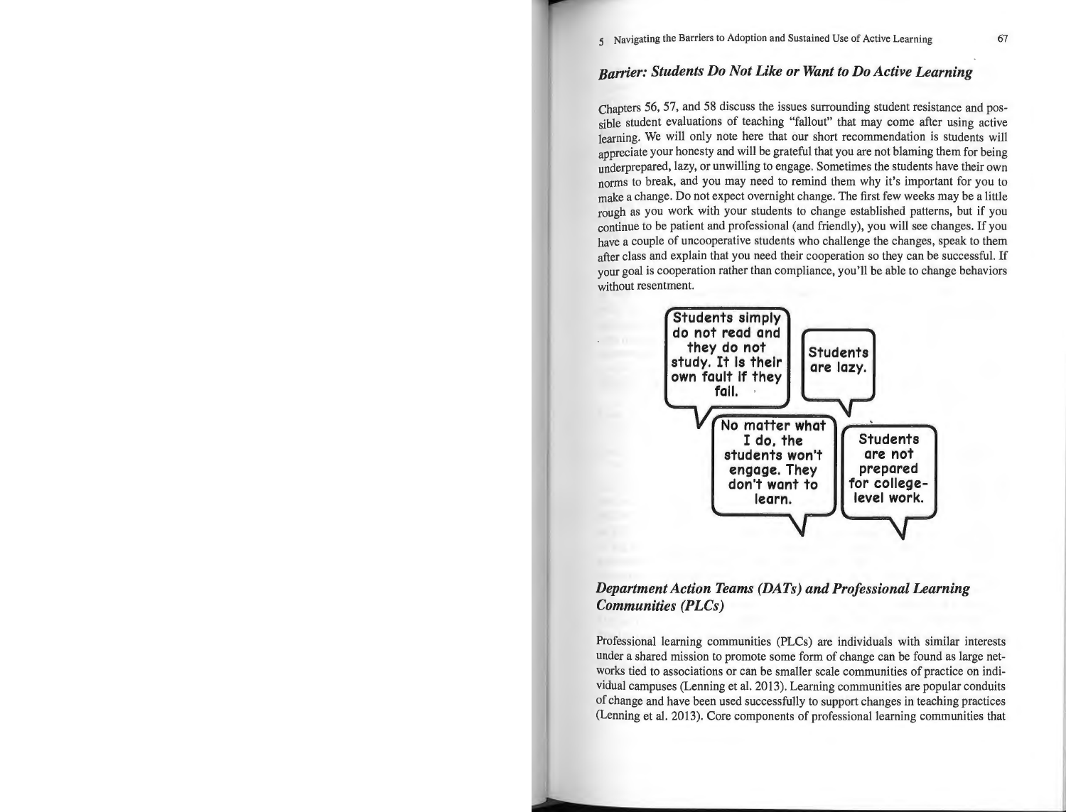### *Barrier: Students Do Not Like or Want to Do Active Learning*

Chapters 56, 57, and 58 discuss the issues surrounding student resistance and possible student evaluations of teaching "fallout" that may come after using active learning. We will only note here that our short recommendation is students will appreciate your honesty and will be grateful that you are not blaming them for being underprepared, lazy, or unwilling to engage. Sometimes the students have their own norms to break, and you may need to remind them why it's important for you to make a change. Do not expect overnight change. The first few weeks may be a little rough as you work with your students to change established patterns, but if you continue to be patient and professional (and friendly), you will see changes. If you have a couple of uncooperative students who challenge the changes, speak to them after class and explain that you need their cooperation so they can be successful. If your goal is cooperation rather than compliance, you'll be able to change behaviors without resentment.

Students simply do not read and they do not study. It is their own fault if they fail.

Students are lazy.

No matter what I do, the students won't engage. They don't want to learn.

Students are not prepared for college-level work.

### *Department Action Teams (DATs) and Professional Learning Communities (PLCs)*

Professional learning communities (PLCs) are individuals with similar interests under a shared mission to promote some form of change can be found as large networks tied to associations or can be smaller scale communities of practice on individual campuses (Lenning et al. 2013). Learning communities are popular conduits of change and have been used successfully to support changes in teaching practices (Lenning et al. 2013). Core components of professional learning communities that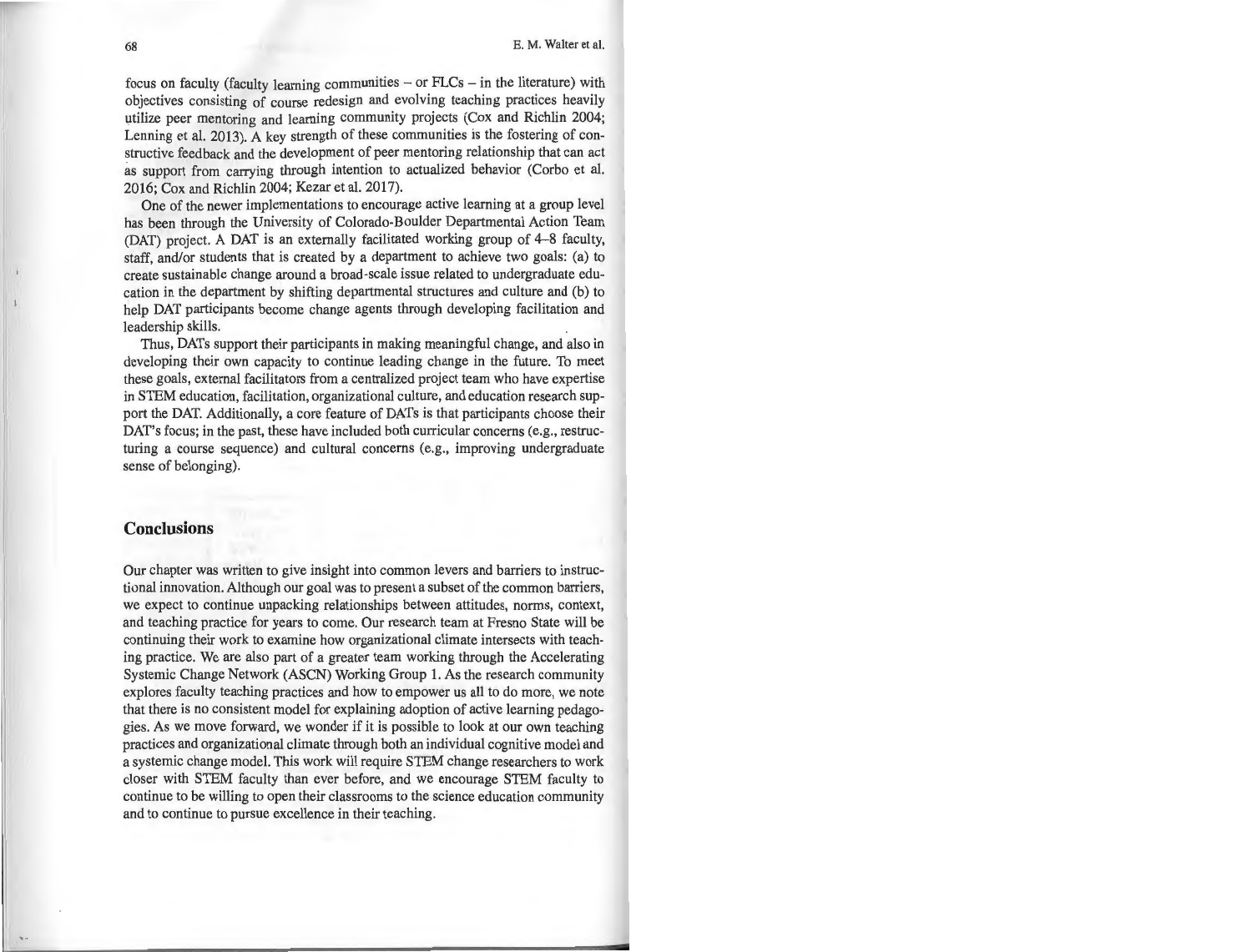focus on faculty (faculty learning communities – or FLCs – in the literature) with objectives consisting of course redesign and evolving teaching practices heavily utilize peer mentoring and learning community projects (Cox and Richlin 2004; Lenning et al. 2013). A key strength of these communities is the fostering of constructive feedback and the development of peer mentoring relationship that can act as support from carrying through intention to actualized behavior (Corbo et al. 2016; Cox and Richlin 2004; Kezar et al. 2017).

One of the newer implementations to encourage active learning at a group level has been through the University of Colorado-Boulder Departmental Action Team (DAT) project. A DAT is an externally facilitated working group of 4–8 faculty, staff, and/or students that is created by a department to achieve two goals: (a) to create sustainable change around a broad-scale issue related to undergraduate education in the department by shifting departmental structures and culture and (b) to help DAT participants become change agents through developing facilitation and leadership skills.

Thus, DATs support their participants in making meaningful change, and also in developing their own capacity to continue leading change in the future. To meet these goals, external facilitators from a centralized project team who have expertise in STEM education, facilitation, organizational culture, and education research support the DAT. Additionally, a core feature of DATs is that participants choose their DAT's focus; in the past, these have included both curricular concerns (e.g., restructuring a course sequence) and cultural concerns (e.g., improving undergraduate sense of belonging).

## Conclusions

Our chapter was written to give insight into common levers and barriers to instructional innovation. Although our goal was to present a subset of the common barriers, we expect to continue unpacking relationships between attitudes, norms, context, and teaching practice for years to come. Our research team at Fresno State will be continuing their work to examine how organizational climate intersects with teaching practice. We are also part of a greater team working through the Accelerating Systemic Change Network (ASCN) Working Group 1. As the research community explores faculty teaching practices and how to empower us all to do more, we note that there is no consistent model for explaining adoption of active learning pedagogies. As we move forward, we wonder if it is possible to look at our own teaching practices and organizational climate through both an individual cognitive model and a systemic change model. This work will require STEM change researchers to work closer with STEM faculty than ever before, and we encourage STEM faculty to continue to be willing to open their classrooms to the science education community and to continue to pursue excellence in their teaching.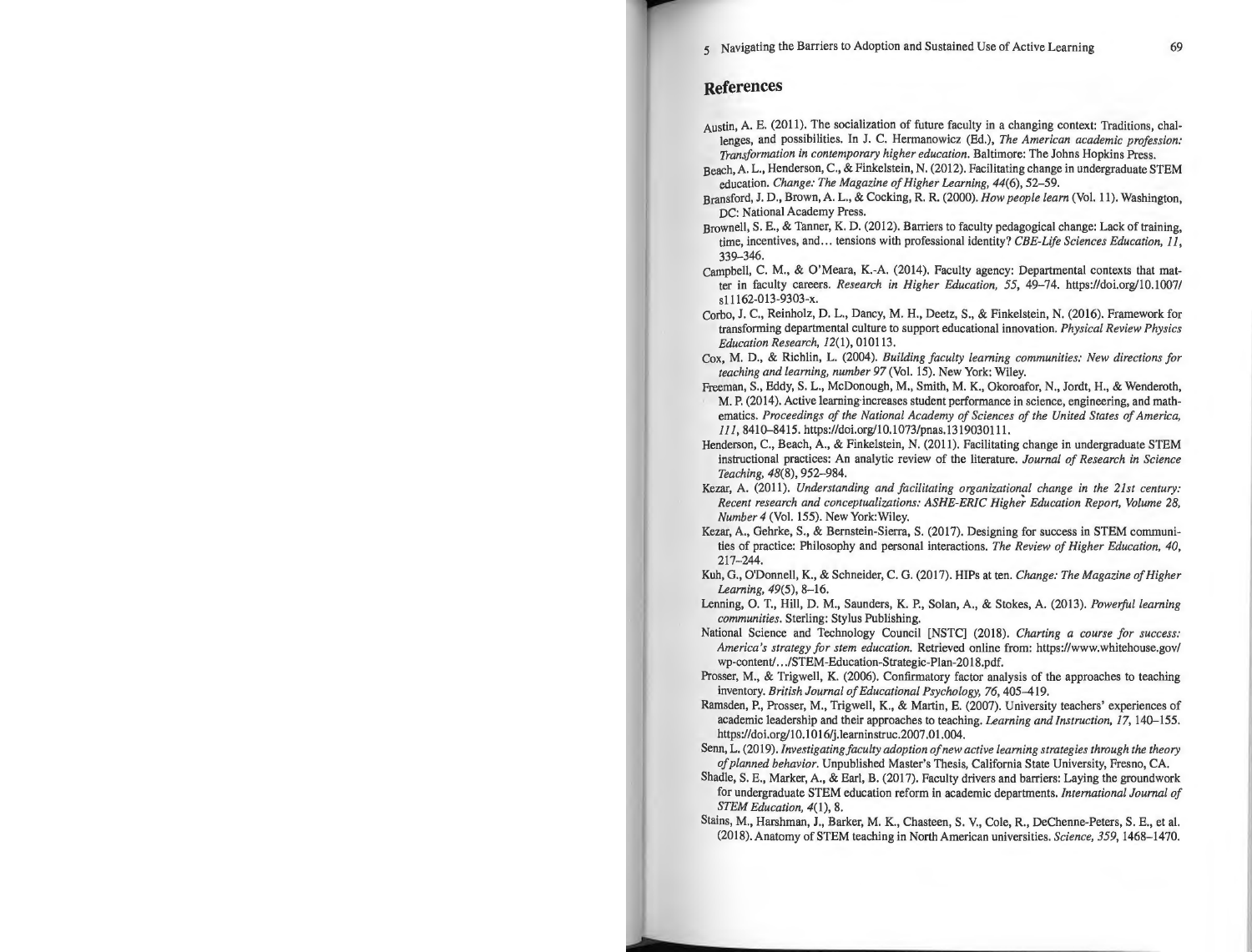## References

Austin, A. E. (2011). The socialization of future faculty in a changing context: Traditions, challenges, and possibilities. In J. C. Hermanowicz (Ed.), *The American academic profession: Transformation in contemporary higher education*. Baltimore: The Johns Hopkins Press.

Beach, A. L., Henderson, C., & Finkelstein, N. (2012). Facilitating change in undergraduate STEM education. *Change: The Magazine of Higher Learning, 44*(6), 52–59.

Bransford, J. D., Brown, A. L., & Cocking, R. R. (2000). *How people learn* (Vol. 11). Washington, DC: National Academy Press.

Brownell, S. E., & Tanner, K. D. (2012). Barriers to faculty pedagogical change: Lack of training, time, incentives, and… tensions with professional identity? *CBE-Life Sciences Education, 11*, 339–346.

Campbell, C. M., & O'Meara, K.-A. (2014). Faculty agency: Departmental contexts that matter in faculty careers. *Research in Higher Education, 55*, 49–74. https://doi.org/10.1007/s11162-013-9303-x.

Corbo, J. C., Reinholz, D. L., Dancy, M. H., Deetz, S., & Finkelstein, N. (2016). Framework for transforming departmental culture to support educational innovation. *Physical Review Physics Education Research, 12*(1), 010113.

Cox, M. D., & Richlin, L. (2004). *Building faculty learning communities: New directions for teaching and learning, number 97* (Vol. 15). New York: Wiley.

Freeman, S., Eddy, S. L., McDonough, M., Smith, M. K., Okoroafor, N., Jordt, H., & Wenderoth, M. P. (2014). Active learning increases student performance in science, engineering, and mathematics. *Proceedings of the National Academy of Sciences of the United States of America, 111*, 8410–8415. https://doi.org/10.1073/pnas.1319030111.

Henderson, C., Beach, A., & Finkelstein, N. (2011). Facilitating change in undergraduate STEM instructional practices: An analytic review of the literature. *Journal of Research in Science Teaching, 48*(8), 952–984.

Kezar, A. (2011). *Understanding and facilitating organizational change in the 21st century: Recent research and conceptualizations: ASHE-ERIC Higher Education Report, Volume 28, Number 4* (Vol. 155). New York: Wiley.

Kezar, A., Gehrke, S., & Bernstein-Sierra, S. (2017). Designing for success in STEM communities of practice: Philosophy and personal interactions. *The Review of Higher Education, 40*, 217–244.

Kuh, G., O'Donnell, K., & Schneider, C. G. (2017). HIPs at ten. *Change: The Magazine of Higher Learning, 49*(5), 8–16.

Lenning, O. T., Hill, D. M., Saunders, K. P., Solan, A., & Stokes, A. (2013). *Powerful learning communities*. Sterling: Stylus Publishing.

National Science and Technology Council [NSTC] (2018). *Charting a course for success: America's strategy for stem education.* Retrieved online from: https://www.whitehouse.gov/wp-content/…/STEM-Education-Strategic-Plan-2018.pdf.

Prosser, M., & Trigwell, K. (2006). Confirmatory factor analysis of the approaches to teaching inventory. *British Journal of Educational Psychology, 76*, 405–419.

Ramsden, P., Prosser, M., Trigwell, K., & Martin, E. (2007). University teachers' experiences of academic leadership and their approaches to teaching. *Learning and Instruction, 17*, 140–155. https://doi.org/10.1016/j.learninstruc.2007.01.004.

Senn, L. (2019). *Investigating faculty adoption of new active learning strategies through the theory of planned behavior.* Unpublished Master's Thesis, California State University, Fresno, CA.

Shadle, S. E., Marker, A., & Earl, B. (2017). Faculty drivers and barriers: Laying the groundwork for undergraduate STEM education reform in academic departments. *International Journal of STEM Education, 4*(1), 8.

Stains, M., Harshman, J., Barker, M. K., Chasteen, S. V., Cole, R., DeChenne-Peters, S. E., et al. (2018). Anatomy of STEM teaching in North American universities. *Science, 359*, 1468–1470.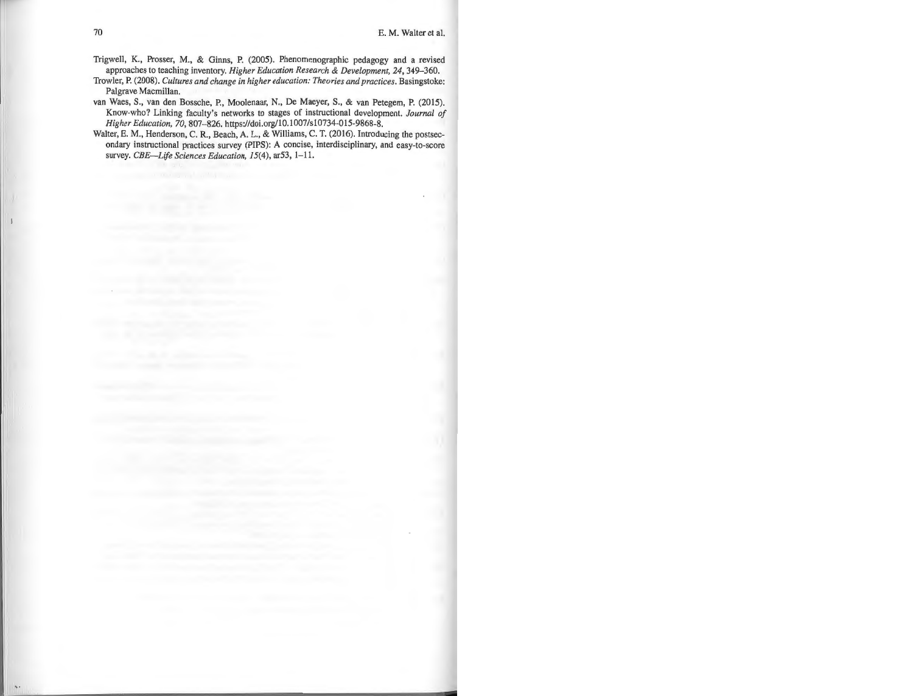Trigwell, K., Prosser, M., & Ginns, P. (2005). Phenomenographic pedagogy and a revised approaches to teaching inventory. *Higher Education Research & Development, 24*, 349–360.

Trowler, P. (2008). *Cultures and change in higher education: Theories and practices*. Basingstoke: Palgrave Macmillan.

van Waes, S., van den Bossche, P., Moolenaar, N., De Maeyer, S., & van Petegem, P. (2015). Know-who? Linking faculty's networks to stages of instructional development. *Journal of Higher Education, 70*, 807–826. https://doi.org/10.1007/s10734-015-9868-8.

Walter, E. M., Henderson, C. R., Beach, A. L., & Williams, C. T. (2016). Introducing the postsecondary instructional practices survey (PIPS): A concise, interdisciplinary, and easy-to-score survey. *CBE—Life Sciences Education, 15*(4), ar53, 1–11.